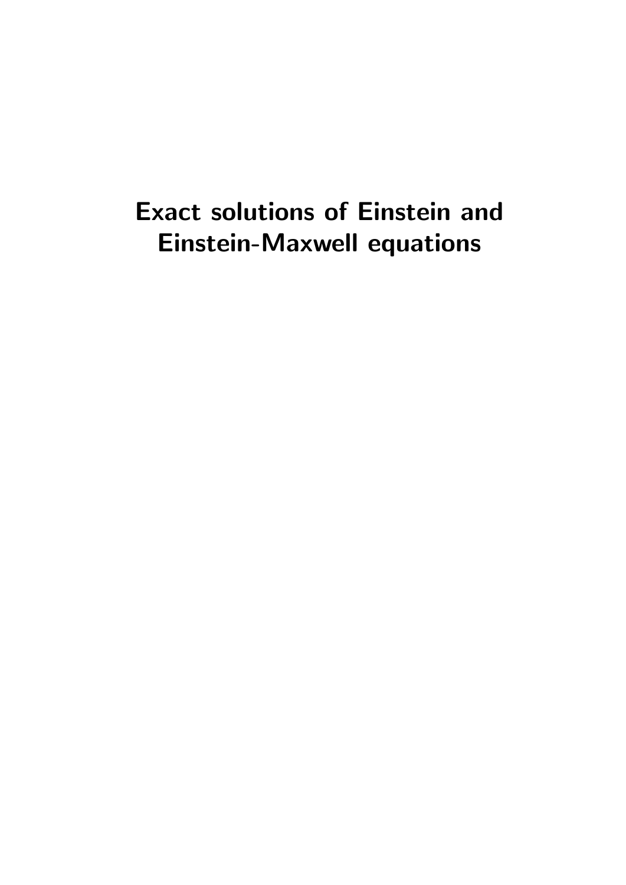# Exact solutions of Einstein and Einstein-Maxwell equations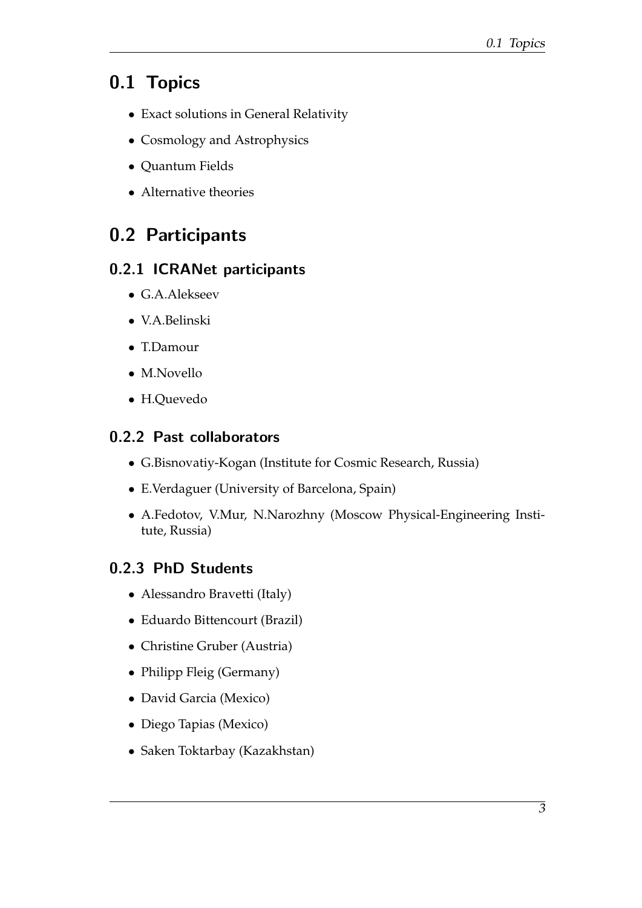## 0.1 Topics

- Exact solutions in General Relativity
- Cosmology and Astrophysics
- Quantum Fields
- Alternative theories

## 0.2 Participants

### 0.2.1 ICRANet participants

- G.A.Alekseev
- V.A.Belinski
- T.Damour
- M.Novello
- H.Quevedo

### 0.2.2 Past collaborators

- G.Bisnovatiy-Kogan (Institute for Cosmic Research, Russia)
- E.Verdaguer (University of Barcelona, Spain)
- A.Fedotov, V.Mur, N.Narozhny (Moscow Physical-Engineering Institute, Russia)

### 0.2.3 PhD Students

- Alessandro Bravetti (Italy)
- Eduardo Bittencourt (Brazil)
- Christine Gruber (Austria)
- Philipp Fleig (Germany)
- David Garcia (Mexico)
- Diego Tapias (Mexico)
- Saken Toktarbay (Kazakhstan)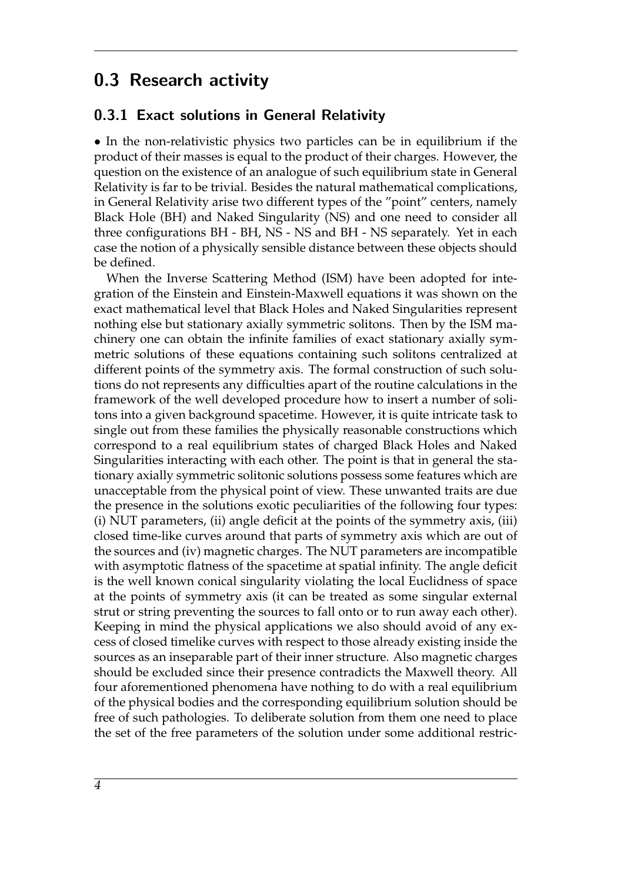## 0.3 Research activity

### 0.3.1 Exact solutions in General Relativity

• In the non-relativistic physics two particles can be in equilibrium if the product of their masses is equal to the product of their charges. However, the question on the existence of an analogue of such equilibrium state in General Relativity is far to be trivial. Besides the natural mathematical complications, in General Relativity arise two different types of the "point" centers, namely Black Hole (BH) and Naked Singularity (NS) and one need to consider all three configurations BH - BH, NS - NS and BH - NS separately. Yet in each case the notion of a physically sensible distance between these objects should be defined.

When the Inverse Scattering Method (ISM) have been adopted for integration of the Einstein and Einstein-Maxwell equations it was shown on the exact mathematical level that Black Holes and Naked Singularities represent nothing else but stationary axially symmetric solitons. Then by the ISM machinery one can obtain the infinite families of exact stationary axially symmetric solutions of these equations containing such solitons centralized at different points of the symmetry axis. The formal construction of such solutions do not represents any difficulties apart of the routine calculations in the framework of the well developed procedure how to insert a number of solitons into a given background spacetime. However, it is quite intricate task to single out from these families the physically reasonable constructions which correspond to a real equilibrium states of charged Black Holes and Naked Singularities interacting with each other. The point is that in general the stationary axially symmetric solitonic solutions possess some features which are unacceptable from the physical point of view. These unwanted traits are due the presence in the solutions exotic peculiarities of the following four types: (i) NUT parameters, (ii) angle deficit at the points of the symmetry axis, (iii) closed time-like curves around that parts of symmetry axis which are out of the sources and (iv) magnetic charges. The NUT parameters are incompatible with asymptotic flatness of the spacetime at spatial infinity. The angle deficit is the well known conical singularity violating the local Euclidness of space at the points of symmetry axis (it can be treated as some singular external strut or string preventing the sources to fall onto or to run away each other). Keeping in mind the physical applications we also should avoid of any excess of closed timelike curves with respect to those already existing inside the sources as an inseparable part of their inner structure. Also magnetic charges should be excluded since their presence contradicts the Maxwell theory. All four aforementioned phenomena have nothing to do with a real equilibrium of the physical bodies and the corresponding equilibrium solution should be free of such pathologies. To deliberate solution from them one need to place the set of the free parameters of the solution under some additional restric-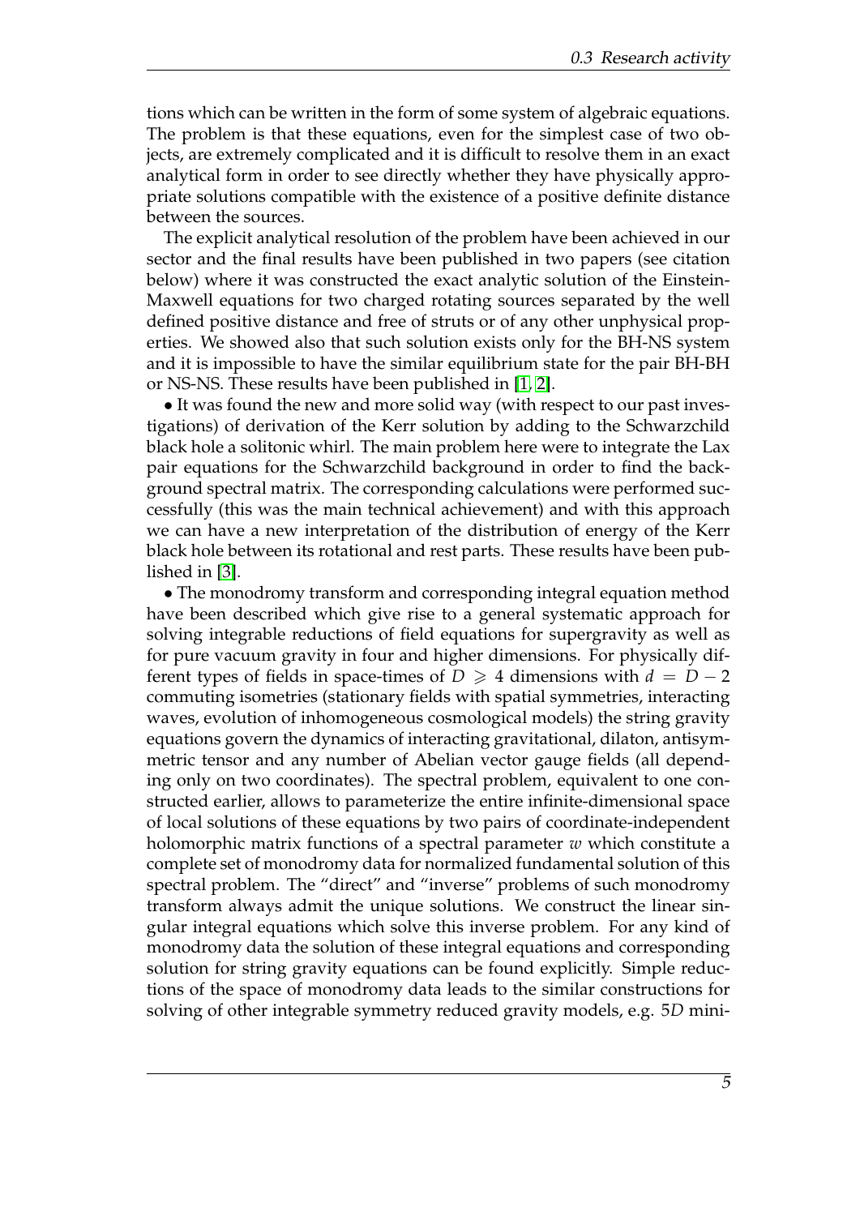tions which can be written in the form of some system of algebraic equations. The problem is that these equations, even for the simplest case of two objects, are extremely complicated and it is difficult to resolve them in an exact analytical form in order to see directly whether they have physically appropriate solutions compatible with the existence of a positive definite distance between the sources.

The explicit analytical resolution of the problem have been achieved in our sector and the final results have been published in two papers (see citation below) where it was constructed the exact analytic solution of the Einstein-Maxwell equations for two charged rotating sources separated by the well defined positive distance and free of struts or of any other unphysical properties. We showed also that such solution exists only for the BH-NS system and it is impossible to have the similar equilibrium state for the pair BH-BH or NS-NS. These results have been published in [1, 2].

• It was found the new and more solid way (with respect to our past investigations) of derivation of the Kerr solution by adding to the Schwarzchild black hole a solitonic whirl. The main problem here were to integrate the Lax pair equations for the Schwarzchild background in order to find the background spectral matrix. The corresponding calculations were performed successfully (this was the main technical achievement) and with this approach we can have a new interpretation of the distribution of energy of the Kerr black hole between its rotational and rest parts. These results have been published in [3].

• The monodromy transform and corresponding integral equation method have been described which give rise to a general systematic approach for solving integrable reductions of field equations for supergravity as well as for pure vacuum gravity in four and higher dimensions. For physically different types of fields in space-times of $D \geqslant 4$ dimensions with $d = D - 2$ commuting isometries (stationary fields with spatial symmetries, interacting waves, evolution of inhomogeneous cosmological models) the string gravity equations govern the dynamics of interacting gravitational, dilaton, antisymmetric tensor and any number of Abelian vector gauge fields (all depending only on two coordinates). The spectral problem, equivalent to one constructed earlier, allows to parameterize the entire infinite-dimensional space of local solutions of these equations by two pairs of coordinate-independent holomorphic matrix functions of a spectral parameter $w$ which constitute a complete set of monodromy data for normalized fundamental solution of this spectral problem. The "direct" and "inverse" problems of such monodromy transform always admit the unique solutions. We construct the linear singular integral equations which solve this inverse problem. For any kind of monodromy data the solution of these integral equations and corresponding solution for string gravity equations can be found explicitly. Simple reductions of the space of monodromy data leads to the similar constructions for solving of other integrable symmetry reduced gravity models, e.g. 5$D$ mini-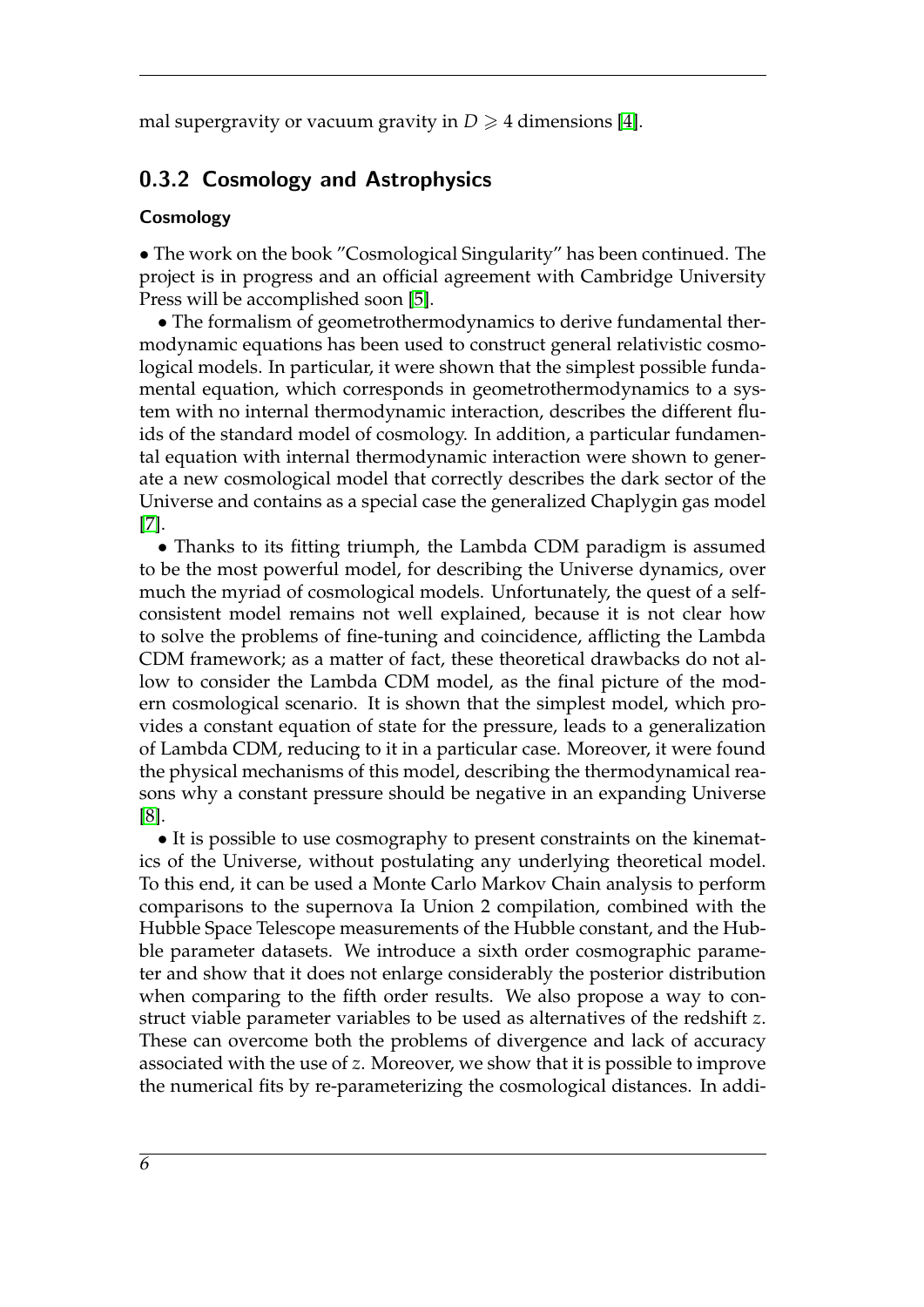mal supergravity or vacuum gravity in $D \geqslant 4$ dimensions [4].

### 0.3.2 Cosmology and Astrophysics

#### Cosmology

• The work on the book "Cosmological Singularity" has been continued. The project is in progress and an official agreement with Cambridge University Press will be accomplished soon [5].

• The formalism of geometrothermodynamics to derive fundamental thermodynamic equations has been used to construct general relativistic cosmological models. In particular, it were shown that the simplest possible fundamental equation, which corresponds in geometrothermodynamics to a system with no internal thermodynamic interaction, describes the different fluids of the standard model of cosmology. In addition, a particular fundamental equation with internal thermodynamic interaction were shown to generate a new cosmological model that correctly describes the dark sector of the Universe and contains as a special case the generalized Chaplygin gas model [7].

• Thanks to its fitting triumph, the Lambda CDM paradigm is assumed to be the most powerful model, for describing the Universe dynamics, over much the myriad of cosmological models. Unfortunately, the quest of a self-consistent model remains not well explained, because it is not clear how to solve the problems of fine-tuning and coincidence, afflicting the Lambda CDM framework; as a matter of fact, these theoretical drawbacks do not allow to consider the Lambda CDM model, as the final picture of the modern cosmological scenario. It is shown that the simplest model, which provides a constant equation of state for the pressure, leads to a generalization of Lambda CDM, reducing to it in a particular case. Moreover, it were found the physical mechanisms of this model, describing the thermodynamical reasons why a constant pressure should be negative in an expanding Universe [8].

• It is possible to use cosmography to present constraints on the kinematics of the Universe, without postulating any underlying theoretical model. To this end, it can be used a Monte Carlo Markov Chain analysis to perform comparisons to the supernova Ia Union 2 compilation, combined with the Hubble Space Telescope measurements of the Hubble constant, and the Hubble parameter datasets. We introduce a sixth order cosmographic parameter and show that it does not enlarge considerably the posterior distribution when comparing to the fifth order results. We also propose a way to construct viable parameter variables to be used as alternatives of the redshift $z$. These can overcome both the problems of divergence and lack of accuracy associated with the use of $z$. Moreover, we show that it is possible to improve the numerical fits by re-parameterizing the cosmological distances. In addi-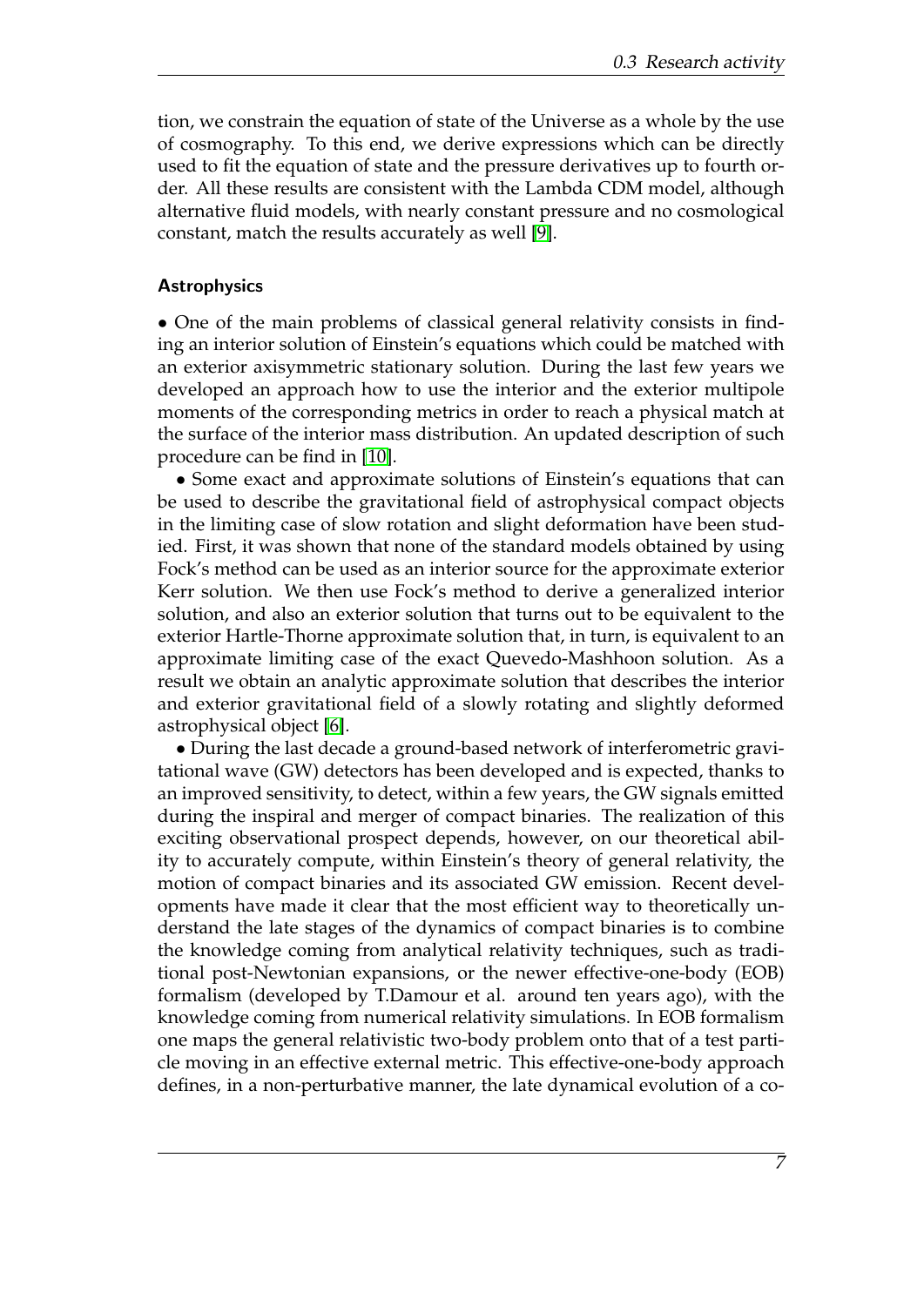tion, we constrain the equation of state of the Universe as a whole by the use of cosmography. To this end, we derive expressions which can be directly used to fit the equation of state and the pressure derivatives up to fourth order. All these results are consistent with the Lambda CDM model, although alternative fluid models, with nearly constant pressure and no cosmological constant, match the results accurately as well [9].

### Astrophysics

• One of the main problems of classical general relativity consists in finding an interior solution of Einstein's equations which could be matched with an exterior axisymmetric stationary solution. During the last few years we developed an approach how to use the interior and the exterior multipole moments of the corresponding metrics in order to reach a physical match at the surface of the interior mass distribution. An updated description of such procedure can be find in [10].

• Some exact and approximate solutions of Einstein's equations that can be used to describe the gravitational field of astrophysical compact objects in the limiting case of slow rotation and slight deformation have been studied. First, it was shown that none of the standard models obtained by using Fock's method can be used as an interior source for the approximate exterior Kerr solution. We then use Fock's method to derive a generalized interior solution, and also an exterior solution that turns out to be equivalent to the exterior Hartle-Thorne approximate solution that, in turn, is equivalent to an approximate limiting case of the exact Quevedo-Mashhoon solution. As a result we obtain an analytic approximate solution that describes the interior and exterior gravitational field of a slowly rotating and slightly deformed astrophysical object [6].

• During the last decade a ground-based network of interferometric gravitational wave (GW) detectors has been developed and is expected, thanks to an improved sensitivity, to detect, within a few years, the GW signals emitted during the inspiral and merger of compact binaries. The realization of this exciting observational prospect depends, however, on our theoretical ability to accurately compute, within Einstein's theory of general relativity, the motion of compact binaries and its associated GW emission. Recent developments have made it clear that the most efficient way to theoretically understand the late stages of the dynamics of compact binaries is to combine the knowledge coming from analytical relativity techniques, such as traditional post-Newtonian expansions, or the newer effective-one-body (EOB) formalism (developed by T.Damour et al. around ten years ago), with the knowledge coming from numerical relativity simulations. In EOB formalism one maps the general relativistic two-body problem onto that of a test particle moving in an effective external metric. This effective-one-body approach defines, in a non-perturbative manner, the late dynamical evolution of a co-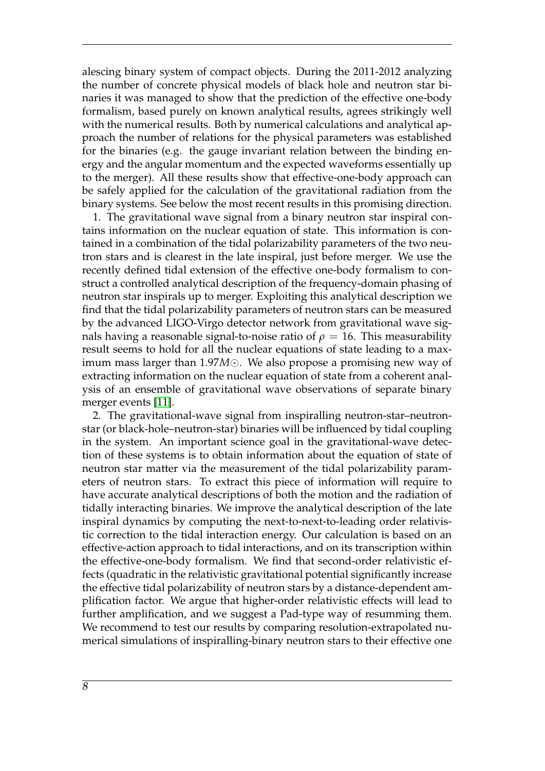alescing binary system of compact objects. During the 2011-2012 analyzing the number of concrete physical models of black hole and neutron star binaries it was managed to show that the prediction of the effective one-body formalism, based purely on known analytical results, agrees strikingly well with the numerical results. Both by numerical calculations and analytical approach the number of relations for the physical parameters was established for the binaries (e.g. the gauge invariant relation between the binding energy and the angular momentum and the expected waveforms essentially up to the merger). All these results show that effective-one-body approach can be safely applied for the calculation of the gravitational radiation from the binary systems. See below the most recent results in this promising direction.

1. The gravitational wave signal from a binary neutron star inspiral contains information on the nuclear equation of state. This information is contained in a combination of the tidal polarizability parameters of the two neutron stars and is clearest in the late inspiral, just before merger. We use the recently defined tidal extension of the effective one-body formalism to construct a controlled analytical description of the frequency-domain phasing of neutron star inspirals up to merger. Exploiting this analytical description we find that the tidal polarizability parameters of neutron stars can be measured by the advanced LIGO-Virgo detector network from gravitational wave signals having a reasonable signal-to-noise ratio of $\rho = 16$. This measurability result seems to hold for all the nuclear equations of state leading to a maximum mass larger than $1.97M\odot$. We also propose a promising new way of extracting information on the nuclear equation of state from a coherent analysis of an ensemble of gravitational wave observations of separate binary merger events [11].

2. The gravitational-wave signal from inspiralling neutron-star–neutron-star (or black-hole–neutron-star) binaries will be influenced by tidal coupling in the system. An important science goal in the gravitational-wave detection of these systems is to obtain information about the equation of state of neutron star matter via the measurement of the tidal polarizability parameters of neutron stars. To extract this piece of information will require to have accurate analytical descriptions of both the motion and the radiation of tidally interacting binaries. We improve the analytical description of the late inspiral dynamics by computing the next-to-next-to-leading order relativistic correction to the tidal interaction energy. Our calculation is based on an effective-action approach to tidal interactions, and on its transcription within the effective-one-body formalism. We find that second-order relativistic effects (quadratic in the relativistic gravitational potential significantly increase the effective tidal polarizability of neutron stars by a distance-dependent amplification factor. We argue that higher-order relativistic effects will lead to further amplification, and we suggest a Pad-type way of resumming them. We recommend to test our results by comparing resolution-extrapolated numerical simulations of inspiralling-binary neutron stars to their effective one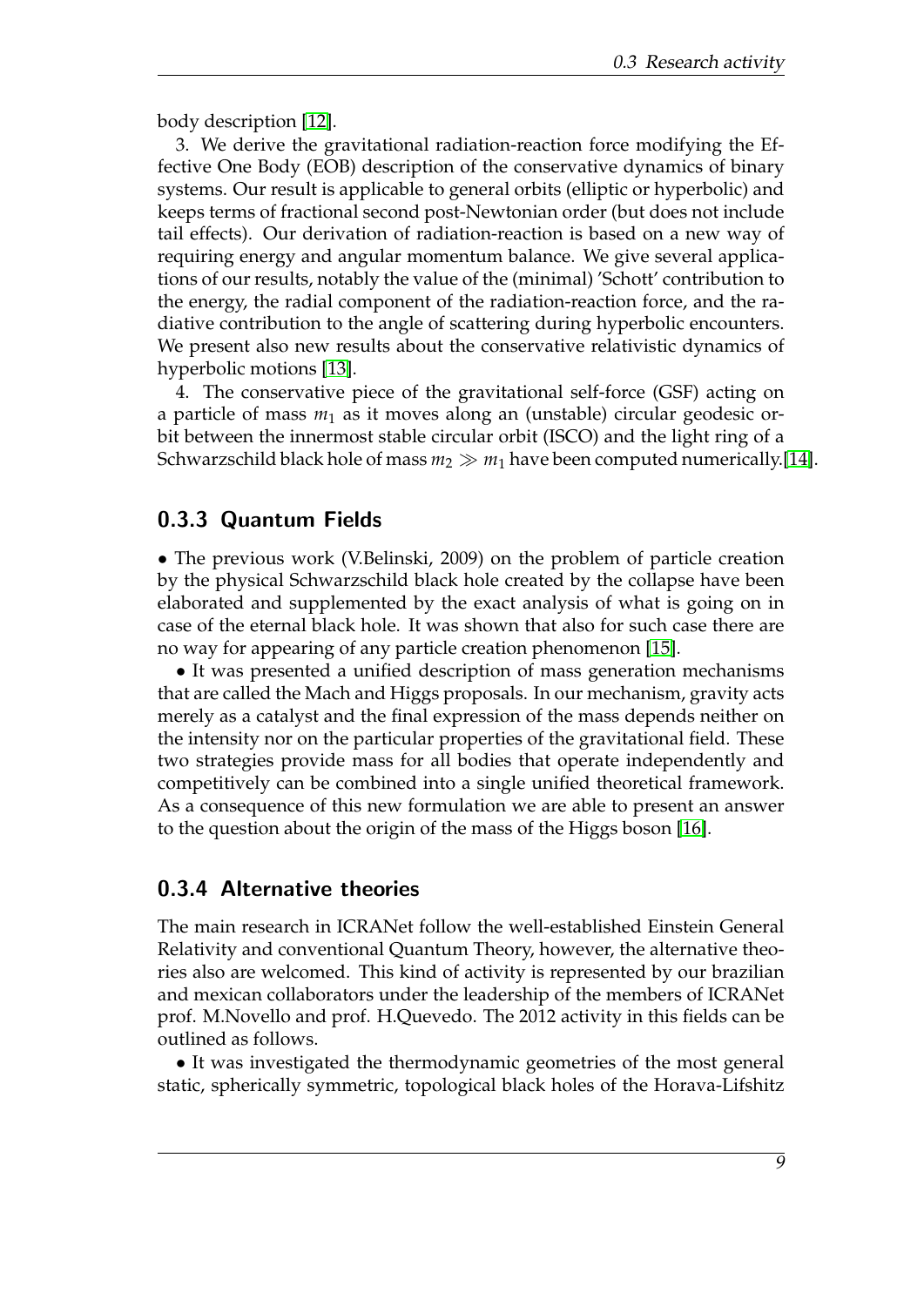body description [12].

3. We derive the gravitational radiation-reaction force modifying the Effective One Body (EOB) description of the conservative dynamics of binary systems. Our result is applicable to general orbits (elliptic or hyperbolic) and keeps terms of fractional second post-Newtonian order (but does not include tail effects). Our derivation of radiation-reaction is based on a new way of requiring energy and angular momentum balance. We give several applications of our results, notably the value of the (minimal) 'Schott' contribution to the energy, the radial component of the radiation-reaction force, and the radiative contribution to the angle of scattering during hyperbolic encounters. We present also new results about the conservative relativistic dynamics of hyperbolic motions [13].

4. The conservative piece of the gravitational self-force (GSF) acting on a particle of mass $m_1$ as it moves along an (unstable) circular geodesic orbit between the innermost stable circular orbit (ISCO) and the light ring of a Schwarzschild black hole of mass $m_2 \gg m_1$ have been computed numerically.[14].

### 0.3.3 Quantum Fields

• The previous work (V.Belinski, 2009) on the problem of particle creation by the physical Schwarzschild black hole created by the collapse have been elaborated and supplemented by the exact analysis of what is going on in case of the eternal black hole. It was shown that also for such case there are no way for appearing of any particle creation phenomenon [15].

• It was presented a unified description of mass generation mechanisms that are called the Mach and Higgs proposals. In our mechanism, gravity acts merely as a catalyst and the final expression of the mass depends neither on the intensity nor on the particular properties of the gravitational field. These two strategies provide mass for all bodies that operate independently and competitively can be combined into a single unified theoretical framework. As a consequence of this new formulation we are able to present an answer to the question about the origin of the mass of the Higgs boson [16].

### 0.3.4 Alternative theories

The main research in ICRANet follow the well-established Einstein General Relativity and conventional Quantum Theory, however, the alternative theories also are welcomed. This kind of activity is represented by our brazilian and mexican collaborators under the leadership of the members of ICRANet prof. M.Novello and prof. H.Quevedo. The 2012 activity in this fields can be outlined as follows.

• It was investigated the thermodynamic geometries of the most general static, spherically symmetric, topological black holes of the Horava-Lifshitz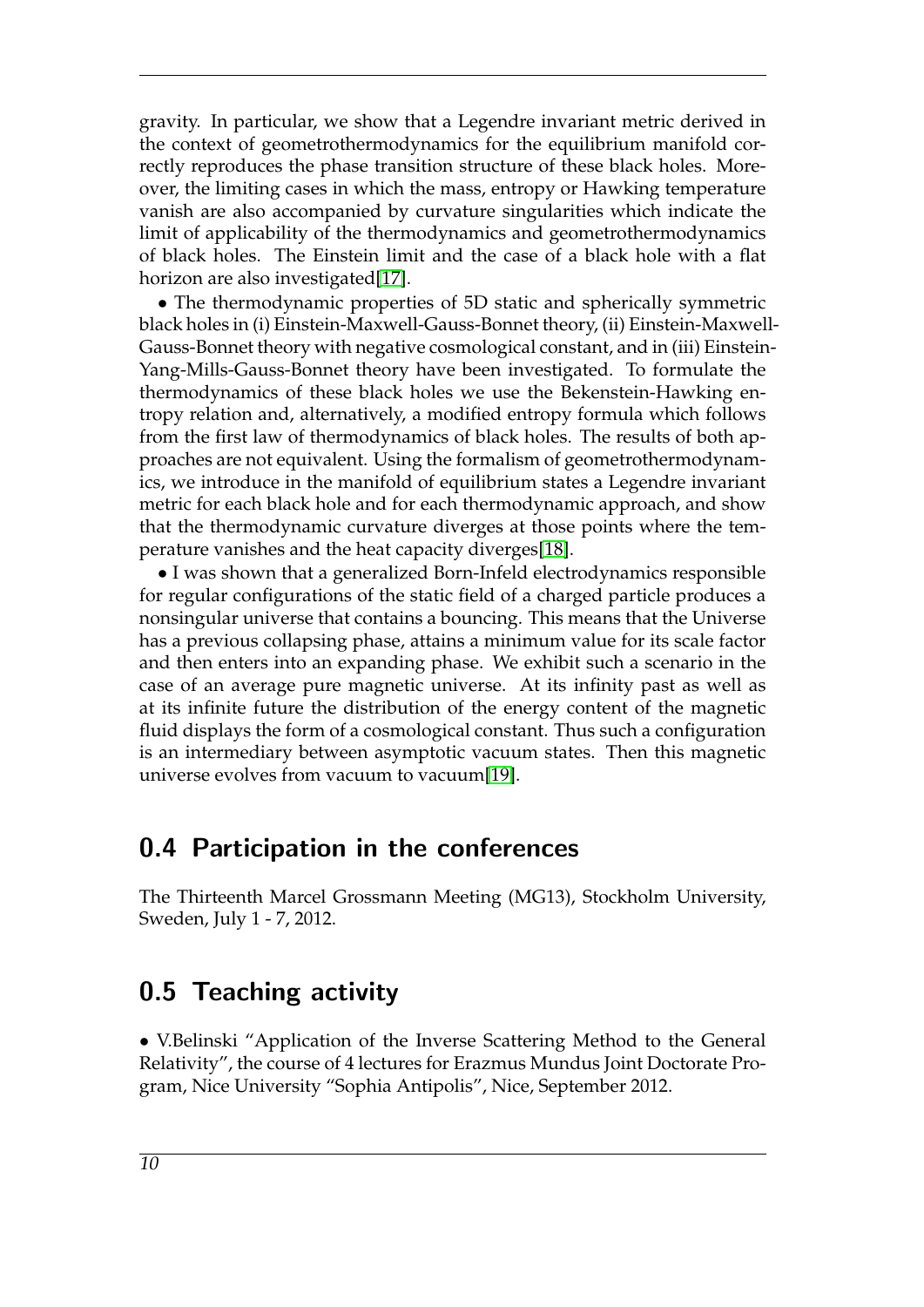gravity. In particular, we show that a Legendre invariant metric derived in the context of geometrothermodynamics for the equilibrium manifold correctly reproduces the phase transition structure of these black holes. Moreover, the limiting cases in which the mass, entropy or Hawking temperature vanish are also accompanied by curvature singularities which indicate the limit of applicability of the thermodynamics and geometrothermodynamics of black holes. The Einstein limit and the case of a black hole with a flat horizon are also investigated[17].

• The thermodynamic properties of 5D static and spherically symmetric black holes in (i) Einstein-Maxwell-Gauss-Bonnet theory, (ii) Einstein-Maxwell-Gauss-Bonnet theory with negative cosmological constant, and in (iii) Einstein-Yang-Mills-Gauss-Bonnet theory have been investigated. To formulate the thermodynamics of these black holes we use the Bekenstein-Hawking entropy relation and, alternatively, a modified entropy formula which follows from the first law of thermodynamics of black holes. The results of both approaches are not equivalent. Using the formalism of geometrothermodynamics, we introduce in the manifold of equilibrium states a Legendre invariant metric for each black hole and for each thermodynamic approach, and show that the thermodynamic curvature diverges at those points where the temperature vanishes and the heat capacity diverges[18].

• I was shown that a generalized Born-Infeld electrodynamics responsible for regular configurations of the static field of a charged particle produces a nonsingular universe that contains a bouncing. This means that the Universe has a previous collapsing phase, attains a minimum value for its scale factor and then enters into an expanding phase. We exhibit such a scenario in the case of an average pure magnetic universe. At its infinity past as well as at its infinite future the distribution of the energy content of the magnetic fluid displays the form of a cosmological constant. Thus such a configuration is an intermediary between asymptotic vacuum states. Then this magnetic universe evolves from vacuum to vacuum[19].

## 0.4 Participation in the conferences

The Thirteenth Marcel Grossmann Meeting (MG13), Stockholm University, Sweden, July 1 - 7, 2012.

## 0.5 Teaching activity

• V.Belinski "Application of the Inverse Scattering Method to the General Relativity", the course of 4 lectures for Erazmus Mundus Joint Doctorate Program, Nice University "Sophia Antipolis", Nice, September 2012.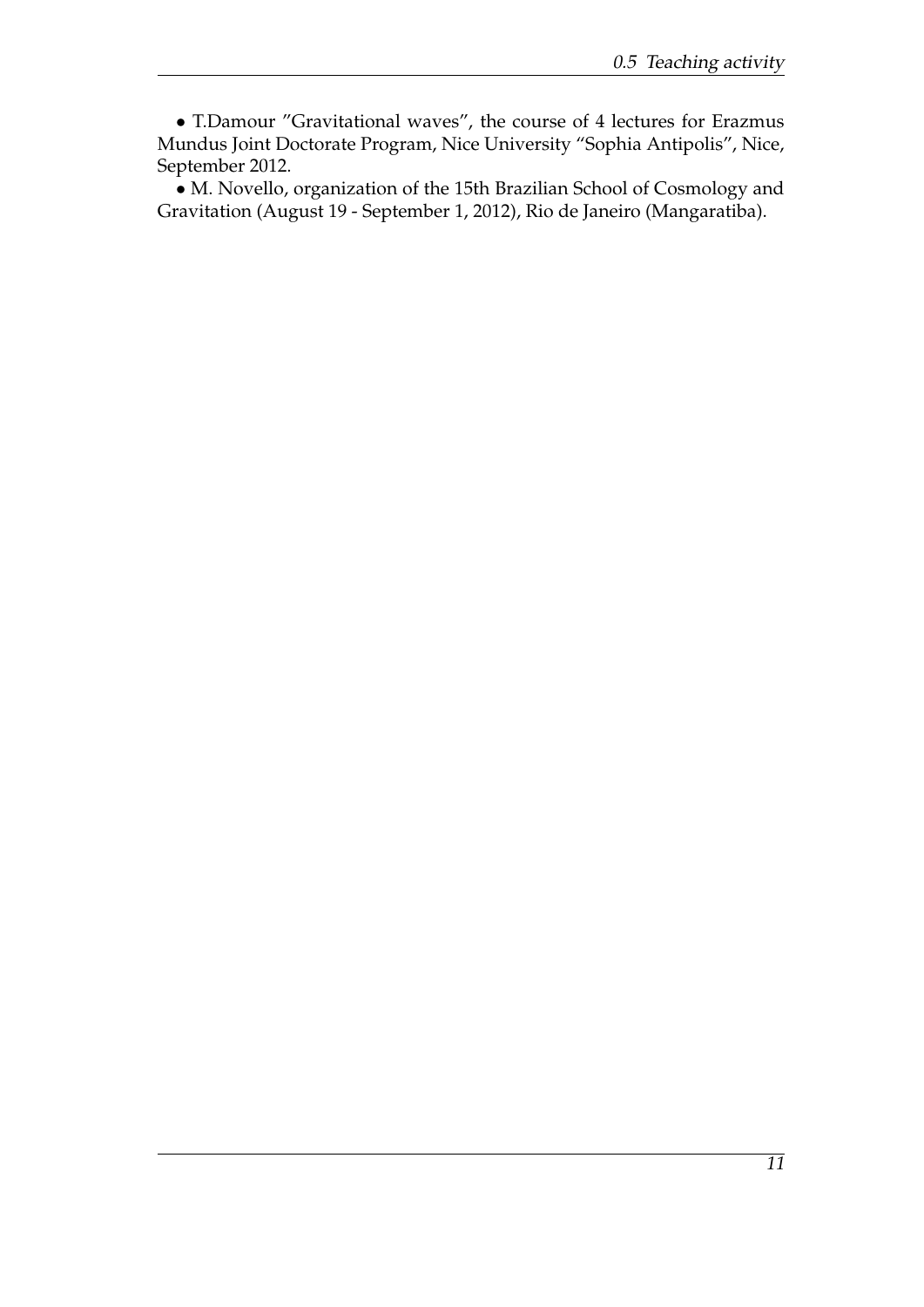• T.Damour "Gravitational waves", the course of 4 lectures for Erazmus Mundus Joint Doctorate Program, Nice University "Sophia Antipolis", Nice, September 2012.

• M. Novello, organization of the 15th Brazilian School of Cosmology and Gravitation (August 19 - September 1, 2012), Rio de Janeiro (Mangaratiba).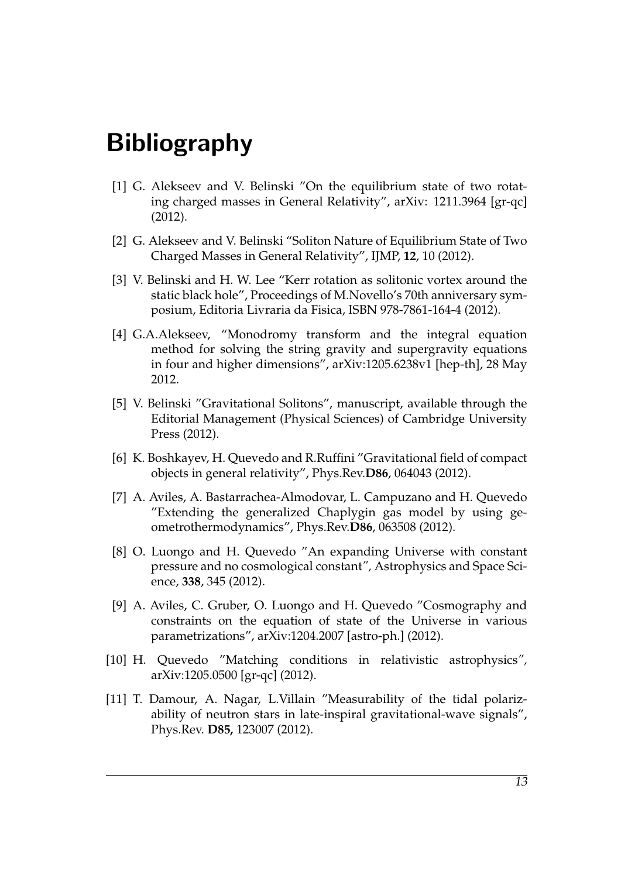# Bibliography

[1] G. Alekseev and V. Belinski ”On the equilibrium state of two rotating charged masses in General Relativity”, arXiv: 1211.3964 [gr-qc] (2012).

[2] G. Alekseev and V. Belinski “Soliton Nature of Equilibrium State of Two Charged Masses in General Relativity”, IJMP, **12**, 10 (2012).

[3] V. Belinski and H. W. Lee “Kerr rotation as solitonic vortex around the static black hole”, Proceedings of M.Novello’s 70th anniversary symposium, Editoria Livraria da Fisica, ISBN 978-7861-164-4 (2012).

[4] G.A.Alekseev, “Monodromy transform and the integral equation method for solving the string gravity and supergravity equations in four and higher dimensions”, arXiv:1205.6238v1 [hep-th], 28 May 2012.

[5] V. Belinski ”Gravitational Solitons”, manuscript, available through the Editorial Management (Physical Sciences) of Cambridge University Press (2012).

[6] K. Boshkayev, H. Quevedo and R.Ruffini ”Gravitational field of compact objects in general relativity”, Phys.Rev.**D86**, 064043 (2012).

[7] A. Aviles, A. Bastarrachea-Almodovar, L. Campuzano and H. Quevedo ”Extending the generalized Chaplygin gas model by using geometrothermodynamics”, Phys.Rev.**D86**, 063508 (2012).

[8] O. Luongo and H. Quevedo ”An expanding Universe with constant pressure and no cosmological constant”, Astrophysics and Space Science, **338**, 345 (2012).

[9] A. Aviles, C. Gruber, O. Luongo and H. Quevedo ”Cosmography and constraints on the equation of state of the Universe in various parametrizations”, arXiv:1204.2007 [astro-ph.] (2012).

[10] H. Quevedo ”Matching conditions in relativistic astrophysics”, arXiv:1205.0500 [gr-qc] (2012).

[11] T. Damour, A. Nagar, L.Villain ”Measurability of the tidal polarizability of neutron stars in late-inspiral gravitational-wave signals”, Phys.Rev. **D85,** 123007 (2012).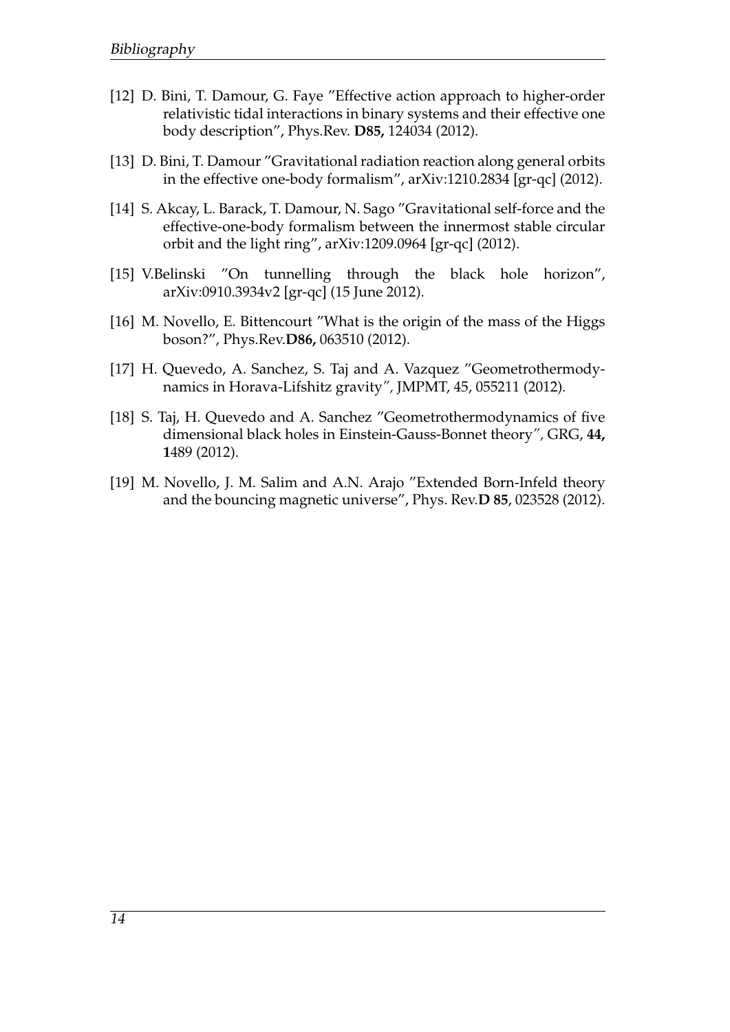[12] D. Bini, T. Damour, G. Faye ”Effective action approach to higher-order relativistic tidal interactions in binary systems and their effective one body description”, Phys.Rev. **D85,** 124034 (2012).

[13] D. Bini, T. Damour ”Gravitational radiation reaction along general orbits in the effective one-body formalism”, arXiv:1210.2834 [gr-qc] (2012).

[14] S. Akcay, L. Barack, T. Damour, N. Sago ”Gravitational self-force and the effective-one-body formalism between the innermost stable circular orbit and the light ring”, arXiv:1209.0964 [gr-qc] (2012).

[15] V.Belinski ”On tunnelling through the black hole horizon”, arXiv:0910.3934v2 [gr-qc] (15 June 2012).

[16] M. Novello, E. Bittencourt ”What is the origin of the mass of the Higgs boson?”, Phys.Rev.**D86,** 063510 (2012).

[17] H. Quevedo, A. Sanchez, S. Taj and A. Vazquez ”Geometrothermodynamics in Horava-Lifshitz gravity”, JMPMT, 45, 055211 (2012).

[18] S. Taj, H. Quevedo and A. Sanchez ”Geometrothermodynamics of five dimensional black holes in Einstein-Gauss-Bonnet theory”, GRG, **44, 1**489 (2012).

[19] M. Novello, J. M. Salim and A.N. Arajo ”Extended Born-Infeld theory and the bouncing magnetic universe”, Phys. Rev.**D 85**, 023528 (2012).